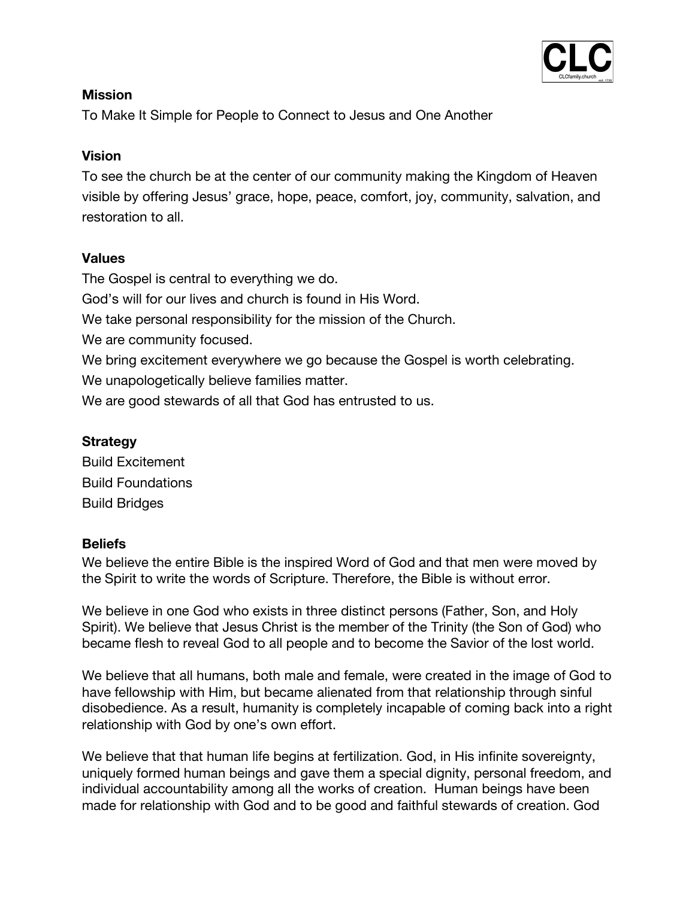CLC

CLCfamily.church est. 1736

**Mission**

To Make It Simple for People to Connect to Jesus and One Another

**Vision**

To see the church be at the center of our community making the Kingdom of Heaven visible by offering Jesus' grace, hope, peace, comfort, joy, community, salvation, and restoration to all.

**Values**

The Gospel is central to everything we do.
God's will for our lives and church is found in His Word.
We take personal responsibility for the mission of the Church.
We are community focused.
We bring excitement everywhere we go because the Gospel is worth celebrating.
We unapologetically believe families matter.
We are good stewards of all that God has entrusted to us.

**Strategy**

Build Excitement
Build Foundations
Build Bridges

**Beliefs**

We believe the entire Bible is the inspired Word of God and that men were moved by the Spirit to write the words of Scripture. Therefore, the Bible is without error.

We believe in one God who exists in three distinct persons (Father, Son, and Holy Spirit). We believe that Jesus Christ is the member of the Trinity (the Son of God) who became flesh to reveal God to all people and to become the Savior of the lost world.

We believe that all humans, both male and female, were created in the image of God to have fellowship with Him, but became alienated from that relationship through sinful disobedience. As a result, humanity is completely incapable of coming back into a right relationship with God by one's own effort.

We believe that that human life begins at fertilization. God, in His infinite sovereignty, uniquely formed human beings and gave them a special dignity, personal freedom, and individual accountability among all the works of creation. Human beings have been made for relationship with God and to be good and faithful stewards of creation. God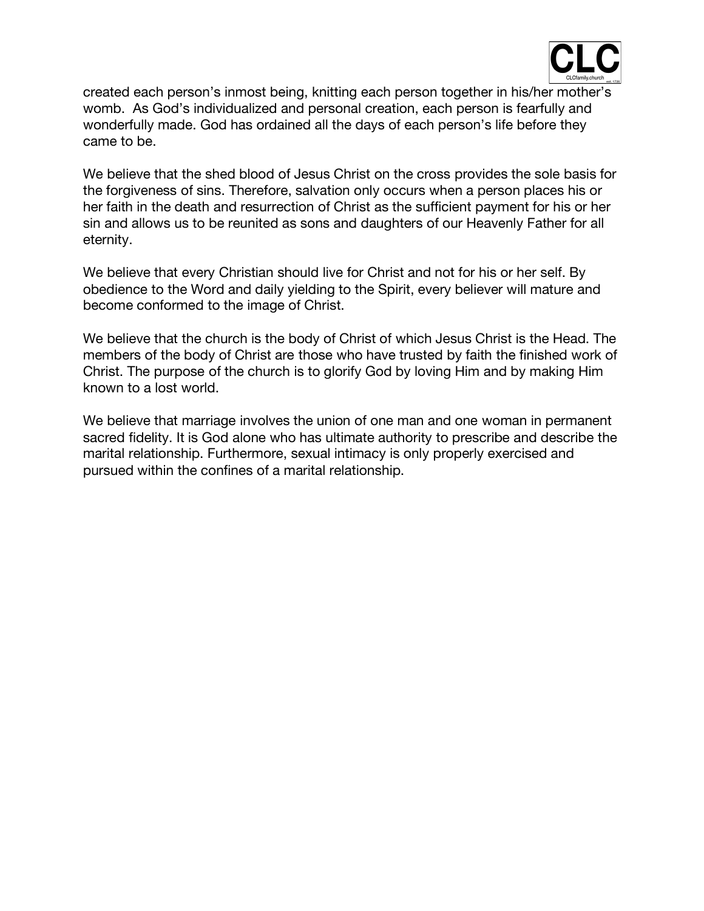created each person's inmost being, knitting each person together in his/her mother's womb. As God's individualized and personal creation, each person is fearfully and wonderfully made. God has ordained all the days of each person's life before they came to be.

We believe that the shed blood of Jesus Christ on the cross provides the sole basis for the forgiveness of sins. Therefore, salvation only occurs when a person places his or her faith in the death and resurrection of Christ as the sufficient payment for his or her sin and allows us to be reunited as sons and daughters of our Heavenly Father for all eternity.

We believe that every Christian should live for Christ and not for his or her self. By obedience to the Word and daily yielding to the Spirit, every believer will mature and become conformed to the image of Christ.

We believe that the church is the body of Christ of which Jesus Christ is the Head. The members of the body of Christ are those who have trusted by faith the finished work of Christ. The purpose of the church is to glorify God by loving Him and by making Him known to a lost world.

We believe that marriage involves the union of one man and one woman in permanent sacred fidelity. It is God alone who has ultimate authority to prescribe and describe the marital relationship. Furthermore, sexual intimacy is only properly exercised and pursued within the confines of a marital relationship.